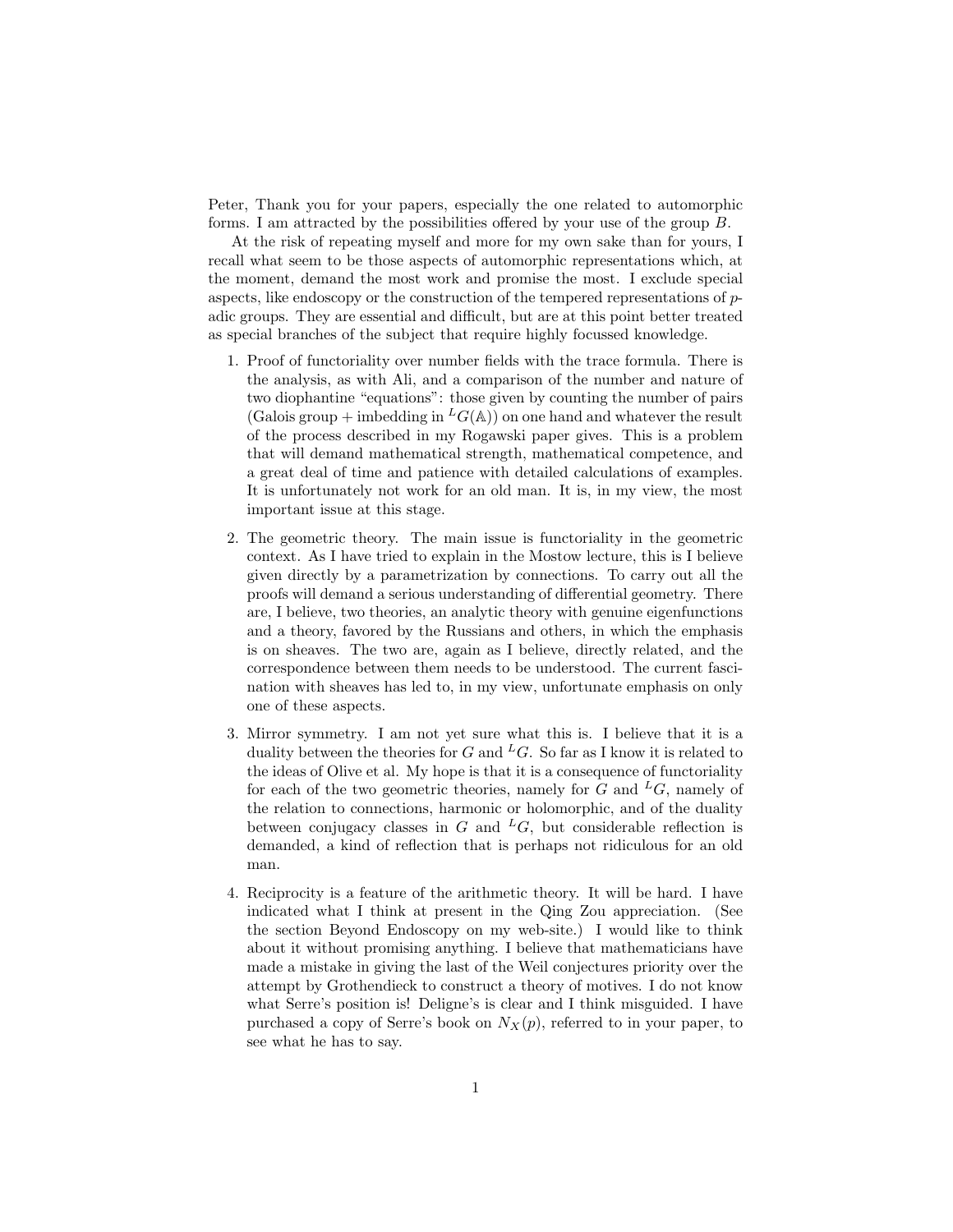Peter, Thank you for your papers, especially the one related to automorphic forms. I am attracted by the possibilities offered by your use of the group $B$.

At the risk of repeating myself and more for my own sake than for yours, I recall what seem to be those aspects of automorphic representations which, at the moment, demand the most work and promise the most. I exclude special aspects, like endoscopy or the construction of the tempered representations of $p$-adic groups. They are essential and difficult, but are at this point better treated as special branches of the subject that require highly focussed knowledge.

1. Proof of functoriality over number fields with the trace formula. There is the analysis, as with Ali, and a comparison of the number and nature of two diophantine "equations": those given by counting the number of pairs (Galois group + imbedding in ${}^LG(\mathbb{A})$) on one hand and whatever the result of the process described in my Rogawski paper gives. This is a problem that will demand mathematical strength, mathematical competence, and a great deal of time and patience with detailed calculations of examples. It is unfortunately not work for an old man. It is, in my view, the most important issue at this stage.

2. The geometric theory. The main issue is functoriality in the geometric context. As I have tried to explain in the Mostow lecture, this is I believe given directly by a parametrization by connections. To carry out all the proofs will demand a serious understanding of differential geometry. There are, I believe, two theories, an analytic theory with genuine eigenfunctions and a theory, favored by the Russians and others, in which the emphasis is on sheaves. The two are, again as I believe, directly related, and the correspondence between them needs to be understood. The current fascination with sheaves has led to, in my view, unfortunate emphasis on only one of these aspects.

3. Mirror symmetry. I am not yet sure what this is. I believe that it is a duality between the theories for $G$ and ${}^LG$. So far as I know it is related to the ideas of Olive et al. My hope is that it is a consequence of functoriality for each of the two geometric theories, namely for $G$ and ${}^LG$, namely of the relation to connections, harmonic or holomorphic, and of the duality between conjugacy classes in $G$ and ${}^LG$, but considerable reflection is demanded, a kind of reflection that is perhaps not ridiculous for an old man.

4. Reciprocity is a feature of the arithmetic theory. It will be hard. I have indicated what I think at present in the Qing Zou appreciation. (See the section Beyond Endoscopy on my web-site.) I would like to think about it without promising anything. I believe that mathematicians have made a mistake in giving the last of the Weil conjectures priority over the attempt by Grothendieck to construct a theory of motives. I do not know what Serre's position is! Deligne's is clear and I think misguided. I have purchased a copy of Serre's book on $N_X(p)$, referred to in your paper, to see what he has to say.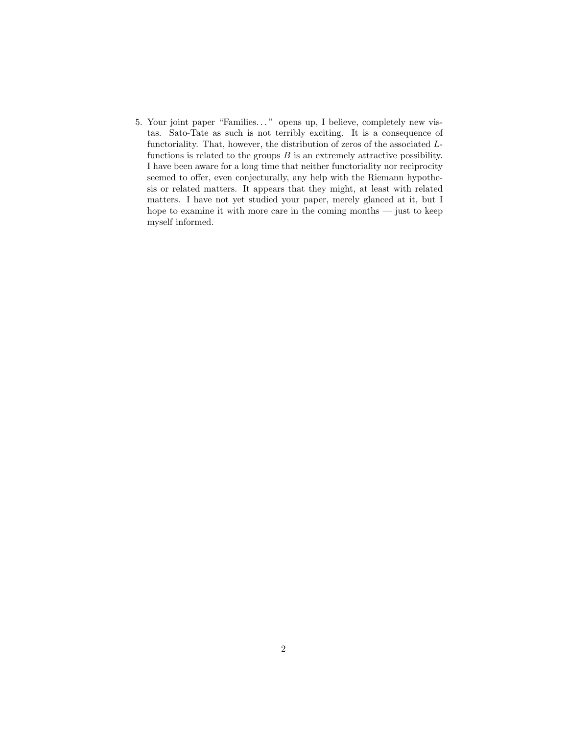5. Your joint paper "Families..." opens up, I believe, completely new vistas. Sato-Tate as such is not terribly exciting. It is a consequence of functoriality. That, however, the distribution of zeros of the associated $L$-functions is related to the groups $B$ is an extremely attractive possibility. I have been aware for a long time that neither functoriality nor reciprocity seemed to offer, even conjecturally, any help with the Riemann hypothesis or related matters. It appears that they might, at least with related matters. I have not yet studied your paper, merely glanced at it, but I hope to examine it with more care in the coming months — just to keep myself informed.